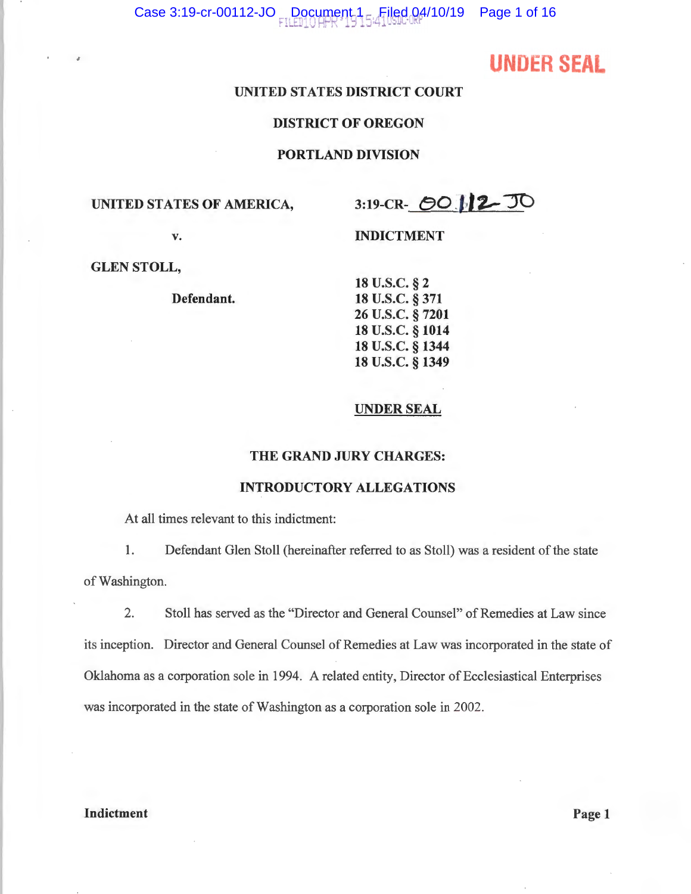UNDER SEAL

UNITED STATES DISTRICT COURT

DISTRICT OF OREGON

PORTLAND DIVISION

UNITED STATES OF AMERICA,

v.

GLEN STOLL,

Defendant.

3:19-CR-00112-JO

INDICTMENT

18 U.S.C. § 2
18 U.S.C. § 371
26 U.S.C. § 7201
18 U.S.C. § 1014
18 U.S.C. § 1344
18 U.S.C. § 1349

UNDER SEAL

THE GRAND JURY CHARGES:

INTRODUCTORY ALLEGATIONS

At all times relevant to this indictment:

1. Defendant Glen Stoll (hereinafter referred to as Stoll) was a resident of the state of Washington.

2. Stoll has served as the "Director and General Counsel" of Remedies at Law since its inception. Director and General Counsel of Remedies at Law was incorporated in the state of Oklahoma as a corporation sole in 1994. A related entity, Director of Ecclesiastical Enterprises was incorporated in the state of Washington as a corporation sole in 2002.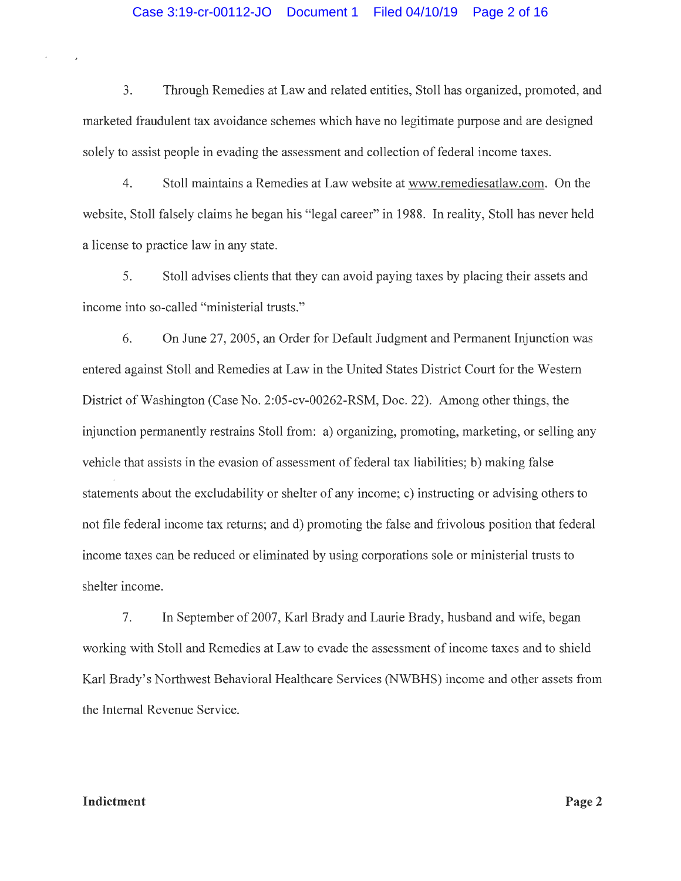3. Through Remedies at Law and related entities, Stoll has organized, promoted, and marketed fraudulent tax avoidance schemes which have no legitimate purpose and are designed solely to assist people in evading the assessment and collection of federal income taxes.

4. Stoll maintains a Remedies at Law website at www.remediesatlaw.com. On the website, Stoll falsely claims he began his "legal career" in 1988. In reality, Stoll has never held a license to practice law in any state.

5. Stoll advises clients that they can avoid paying taxes by placing their assets and income into so-called "ministerial trusts."

6. On June 27, 2005, an Order for Default Judgment and Permanent Injunction was entered against Stoll and Remedies at Law in the United States District Court for the Western District of Washington (Case No. 2:05-cv-00262-RSM, Doc. 22). Among other things, the injunction permanently restrains Stoll from: a) organizing, promoting, marketing, or selling any vehicle that assists in the evasion of assessment of federal tax liabilities; b) making false statements about the excludability or shelter of any income; c) instructing or advising others to not file federal income tax returns; and d) promoting the false and frivolous position that federal income taxes can be reduced or eliminated by using corporations sole or ministerial trusts to shelter income.

7. In September of 2007, Karl Brady and Laurie Brady, husband and wife, began working with Stoll and Remedies at Law to evade the assessment of income taxes and to shield Karl Brady's Northwest Behavioral Healthcare Services (NWBHS) income and other assets from the Internal Revenue Service.

**Indictment**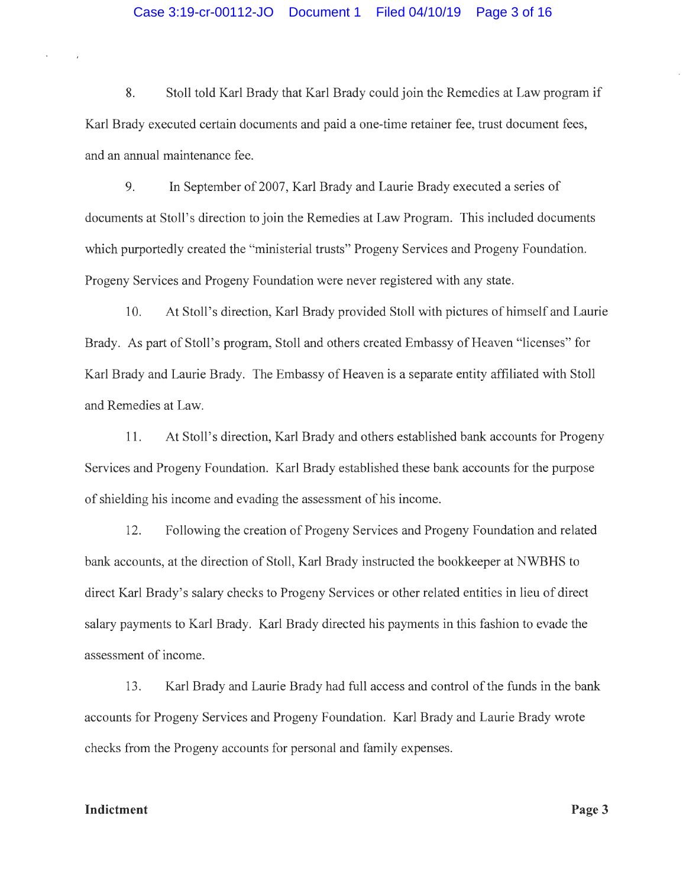8. Stoll told Karl Brady that Karl Brady could join the Remedies at Law program if Karl Brady executed certain documents and paid a one-time retainer fee, trust document fees, and an annual maintenance fee.

9. In September of 2007, Karl Brady and Laurie Brady executed a series of documents at Stoll's direction to join the Remedies at Law Program. This included documents which purportedly created the "ministerial trusts" Progeny Services and Progeny Foundation. Progeny Services and Progeny Foundation were never registered with any state.

10. At Stoll's direction, Karl Brady provided Stoll with pictures of himself and Laurie Brady. As part of Stoll's program, Stoll and others created Embassy of Heaven "licenses" for Karl Brady and Laurie Brady. The Embassy of Heaven is a separate entity affiliated with Stoll and Remedies at Law.

11. At Stoll's direction, Karl Brady and others established bank accounts for Progeny Services and Progeny Foundation. Karl Brady established these bank accounts for the purpose of shielding his income and evading the assessment of his income.

12. Following the creation of Progeny Services and Progeny Foundation and related bank accounts, at the direction of Stoll, Karl Brady instructed the bookkeeper at NWBHS to direct Karl Brady's salary checks to Progeny Services or other related entities in lieu of direct salary payments to Karl Brady. Karl Brady directed his payments in this fashion to evade the assessment of income.

13. Karl Brady and Laurie Brady had full access and control of the funds in the bank accounts for Progeny Services and Progeny Foundation. Karl Brady and Laurie Brady wrote checks from the Progeny accounts for personal and family expenses.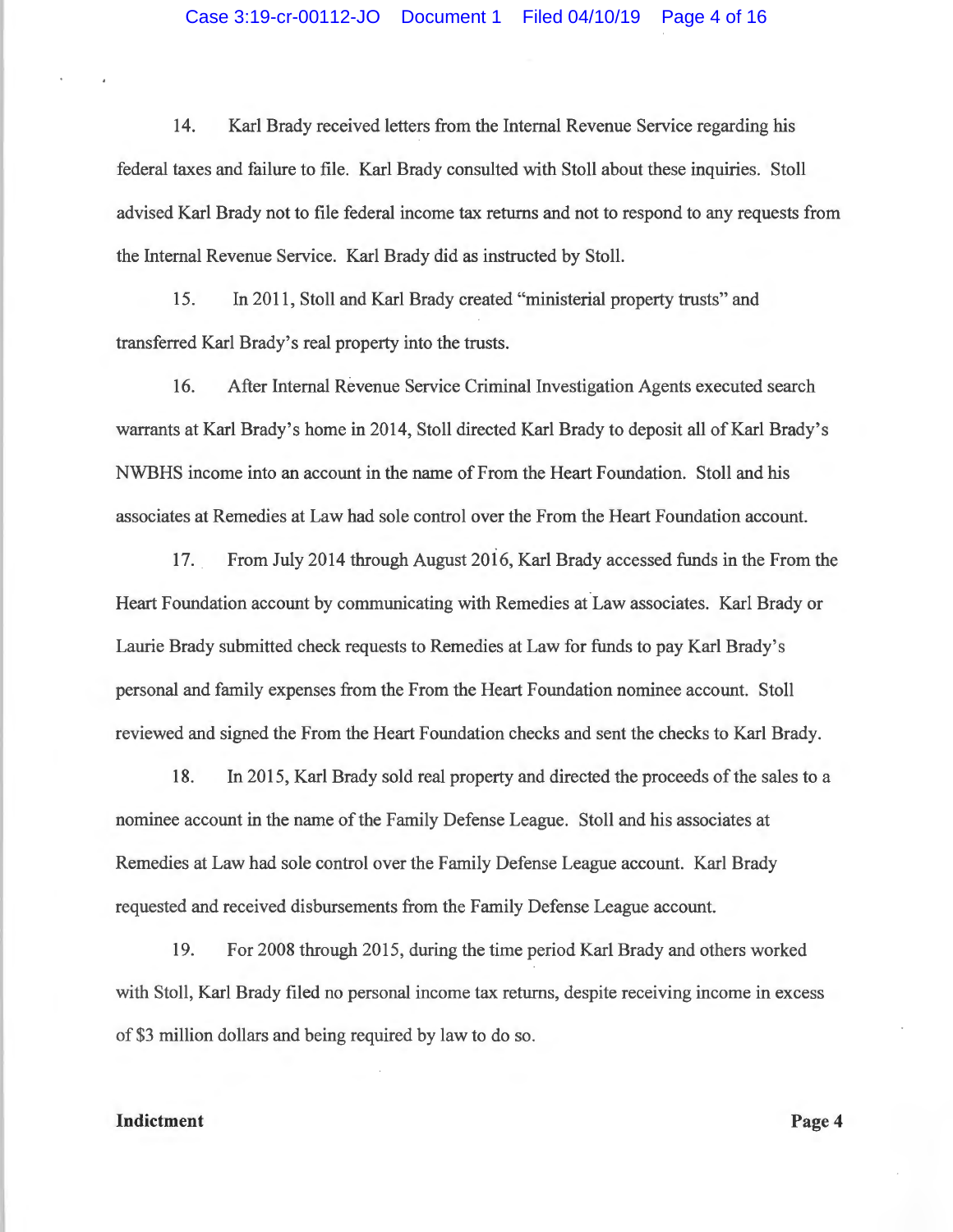14. Karl Brady received letters from the Internal Revenue Service regarding his federal taxes and failure to file. Karl Brady consulted with Stoll about these inquiries. Stoll advised Karl Brady not to file federal income tax returns and not to respond to any requests from the Internal Revenue Service. Karl Brady did as instructed by Stoll.

15. In 2011, Stoll and Karl Brady created "ministerial property trusts" and transferred Karl Brady's real property into the trusts.

16. After Internal Revenue Service Criminal Investigation Agents executed search warrants at Karl Brady's home in 2014, Stoll directed Karl Brady to deposit all of Karl Brady's NWBHS income into an account in the name of From the Heart Foundation. Stoll and his associates at Remedies at Law had sole control over the From the Heart Foundation account.

17. From July 2014 through August 2016, Karl Brady accessed funds in the From the Heart Foundation account by communicating with Remedies at Law associates. Karl Brady or Laurie Brady submitted check requests to Remedies at Law for funds to pay Karl Brady's personal and family expenses from the From the Heart Foundation nominee account. Stoll reviewed and signed the From the Heart Foundation checks and sent the checks to Karl Brady.

18. In 2015, Karl Brady sold real property and directed the proceeds of the sales to a nominee account in the name of the Family Defense League. Stoll and his associates at Remedies at Law had sole control over the Family Defense League account. Karl Brady requested and received disbursements from the Family Defense League account.

19. For 2008 through 2015, during the time period Karl Brady and others worked with Stoll, Karl Brady filed no personal income tax returns, despite receiving income in excess of $3 million dollars and being required by law to do so.

**Indictment**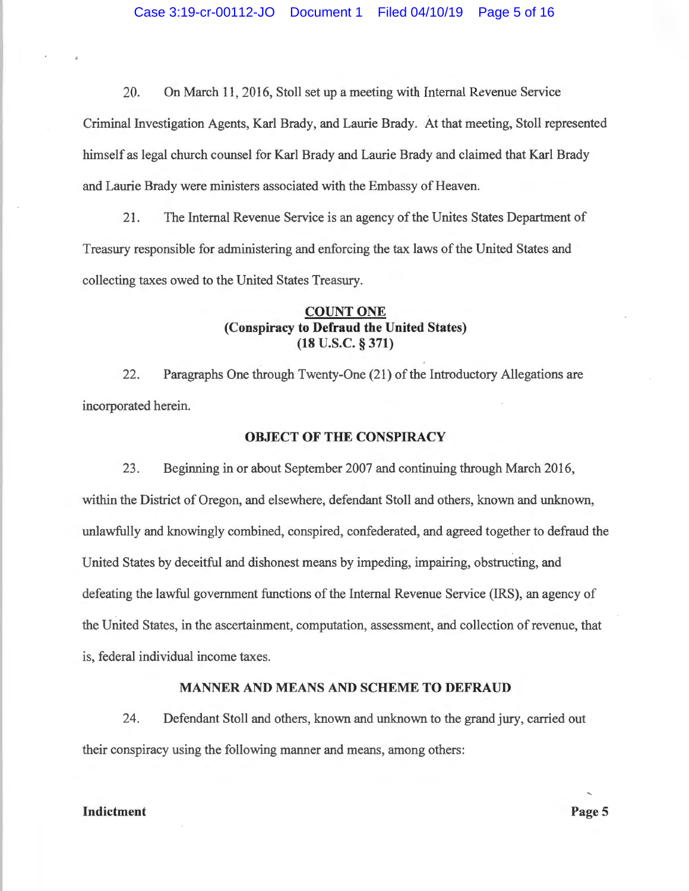20. On March 11, 2016, Stoll set up a meeting with Internal Revenue Service Criminal Investigation Agents, Karl Brady, and Laurie Brady. At that meeting, Stoll represented himself as legal church counsel for Karl Brady and Laurie Brady and claimed that Karl Brady and Laurie Brady were ministers associated with the Embassy of Heaven.

21. The Internal Revenue Service is an agency of the Unites States Department of Treasury responsible for administering and enforcing the tax laws of the United States and collecting taxes owed to the United States Treasury.

**COUNT ONE**
**(Conspiracy to Defraud the United States)**
**(18 U.S.C. § 371)**

22. Paragraphs One through Twenty-One (21) of the Introductory Allegations are incorporated herein.

**OBJECT OF THE CONSPIRACY**

23. Beginning in or about September 2007 and continuing through March 2016, within the District of Oregon, and elsewhere, defendant Stoll and others, known and unknown, unlawfully and knowingly combined, conspired, confederated, and agreed together to defraud the United States by deceitful and dishonest means by impeding, impairing, obstructing, and defeating the lawful government functions of the Internal Revenue Service (IRS), an agency of the United States, in the ascertainment, computation, assessment, and collection of revenue, that is, federal individual income taxes.

**MANNER AND MEANS AND SCHEME TO DEFRAUD**

24. Defendant Stoll and others, known and unknown to the grand jury, carried out their conspiracy using the following manner and means, among others: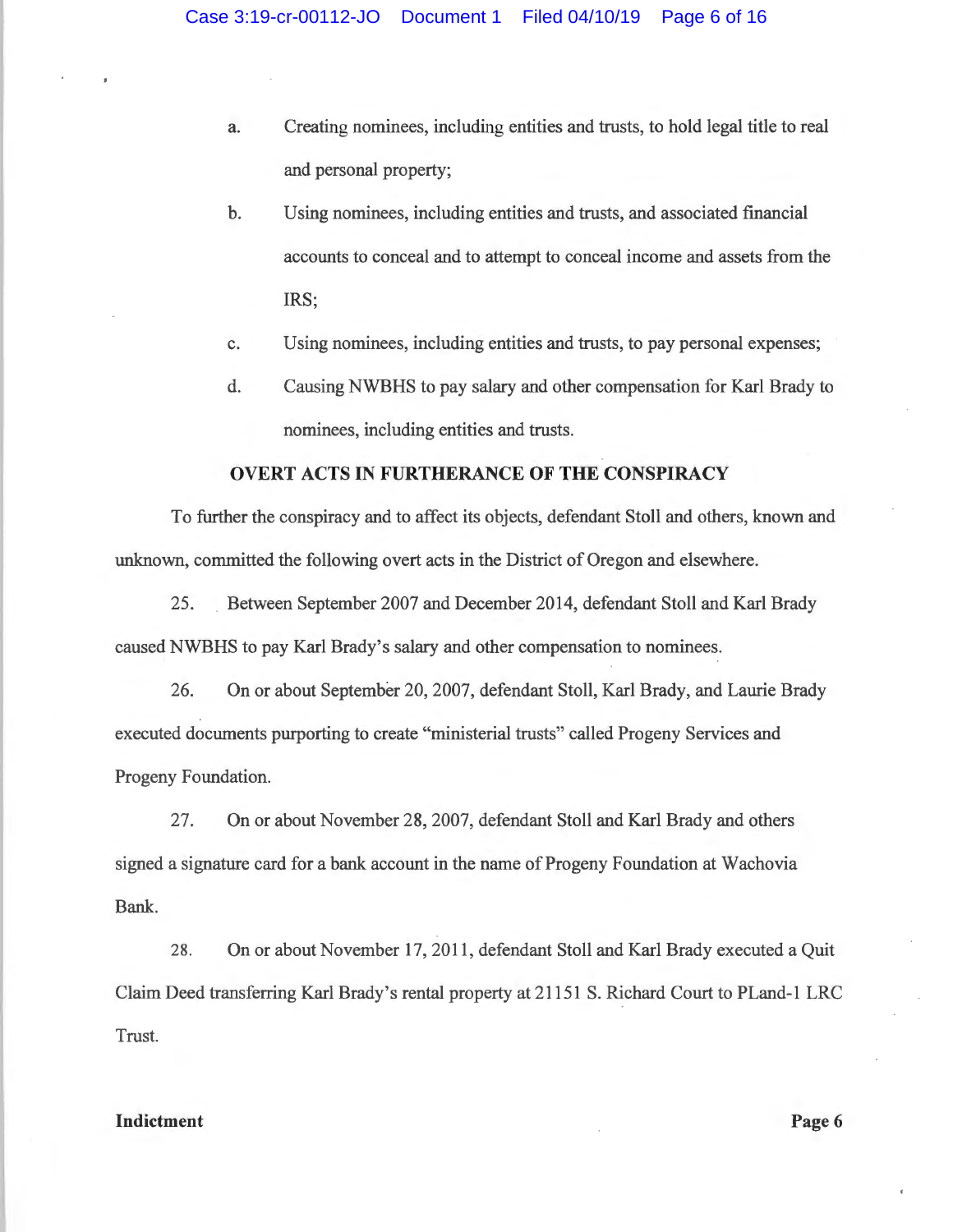a. Creating nominees, including entities and trusts, to hold legal title to real and personal property;

b. Using nominees, including entities and trusts, and associated financial accounts to conceal and to attempt to conceal income and assets from the IRS;

c. Using nominees, including entities and trusts, to pay personal expenses;

d. Causing NWBHS to pay salary and other compensation for Karl Brady to nominees, including entities and trusts.

## OVERT ACTS IN FURTHERANCE OF THE CONSPIRACY

To further the conspiracy and to affect its objects, defendant Stoll and others, known and unknown, committed the following overt acts in the District of Oregon and elsewhere.

25. Between September 2007 and December 2014, defendant Stoll and Karl Brady caused NWBHS to pay Karl Brady's salary and other compensation to nominees.

26. On or about September 20, 2007, defendant Stoll, Karl Brady, and Laurie Brady executed documents purporting to create "ministerial trusts" called Progeny Services and Progeny Foundation.

27. On or about November 28, 2007, defendant Stoll and Karl Brady and others signed a signature card for a bank account in the name of Progeny Foundation at Wachovia Bank.

28. On or about November 17, 2011, defendant Stoll and Karl Brady executed a Quit Claim Deed transferring Karl Brady's rental property at 21151 S. Richard Court to PLand-1 LRC Trust.

**Indictment** **Page 6**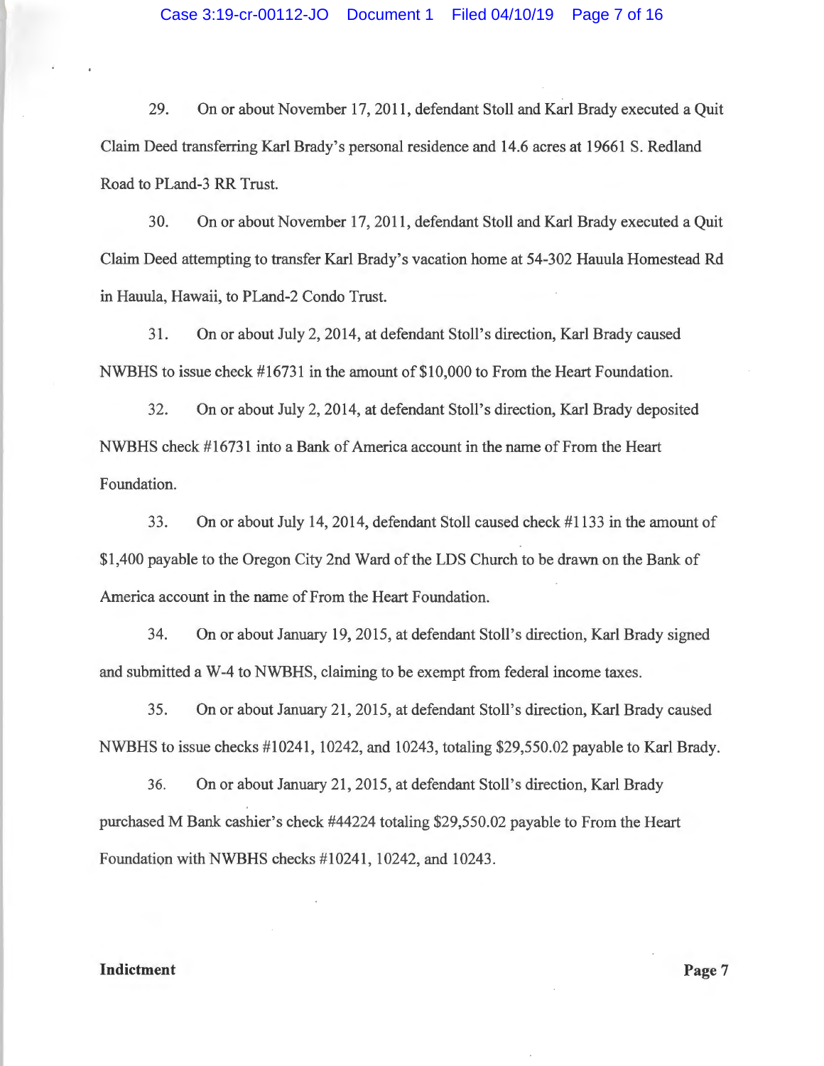29. On or about November 17, 2011, defendant Stoll and Karl Brady executed a Quit Claim Deed transferring Karl Brady's personal residence and 14.6 acres at 19661 S. Redland Road to PLand-3 RR Trust.

30. On or about November 17, 2011, defendant Stoll and Karl Brady executed a Quit Claim Deed attempting to transfer Karl Brady's vacation home at 54-302 Hauula Homestead Rd in Hauula, Hawaii, to PLand-2 Condo Trust.

31. On or about July 2, 2014, at defendant Stoll's direction, Karl Brady caused NWBHS to issue check #16731 in the amount of $10,000 to From the Heart Foundation.

32. On or about July 2, 2014, at defendant Stoll's direction, Karl Brady deposited NWBHS check #16731 into a Bank of America account in the name of From the Heart Foundation.

33. On or about July 14, 2014, defendant Stoll caused check #1133 in the amount of $1,400 payable to the Oregon City 2nd Ward of the LDS Church to be drawn on the Bank of America account in the name of From the Heart Foundation.

34. On or about January 19, 2015, at defendant Stoll's direction, Karl Brady signed and submitted a W-4 to NWBHS, claiming to be exempt from federal income taxes.

35. On or about January 21, 2015, at defendant Stoll's direction, Karl Brady caused NWBHS to issue checks #10241, 10242, and 10243, totaling $29,550.02 payable to Karl Brady.

36. On or about January 21, 2015, at defendant Stoll's direction, Karl Brady purchased M Bank cashier's check #44224 totaling $29,550.02 payable to From the Heart Foundation with NWBHS checks #10241, 10242, and 10243.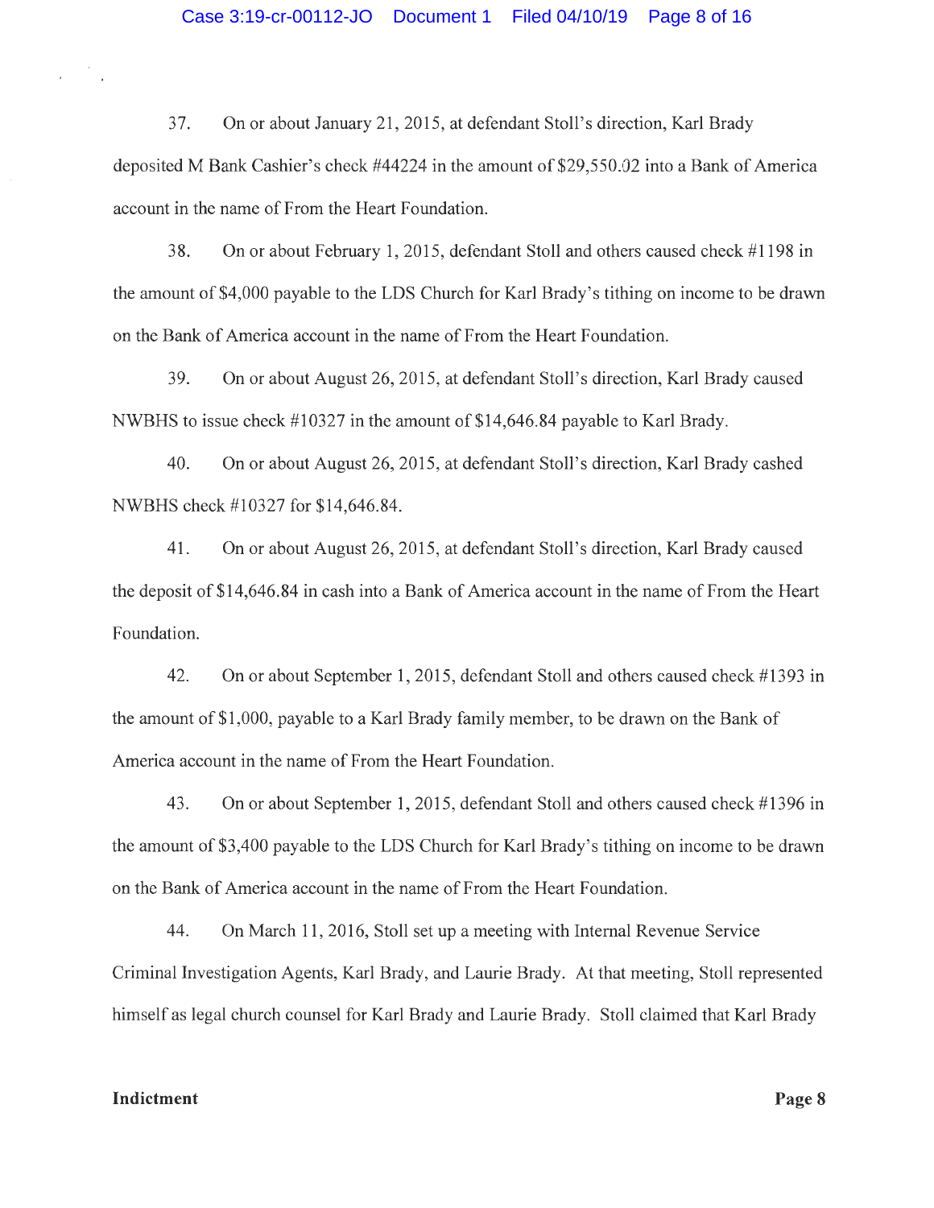37. On or about January 21, 2015, at defendant Stoll's direction, Karl Brady deposited M Bank Cashier's check #44224 in the amount of $29,550.02 into a Bank of America account in the name of From the Heart Foundation.

38. On or about February 1, 2015, defendant Stoll and others caused check #1198 in the amount of $4,000 payable to the LDS Church for Karl Brady's tithing on income to be drawn on the Bank of America account in the name of From the Heart Foundation.

39. On or about August 26, 2015, at defendant Stoll's direction, Karl Brady caused NWBHS to issue check #10327 in the amount of $14,646.84 payable to Karl Brady.

40. On or about August 26, 2015, at defendant Stoll's direction, Karl Brady cashed NWBHS check #10327 for $14,646.84.

41. On or about August 26, 2015, at defendant Stoll's direction, Karl Brady caused the deposit of $14,646.84 in cash into a Bank of America account in the name of From the Heart Foundation.

42. On or about September 1, 2015, defendant Stoll and others caused check #1393 in the amount of $1,000, payable to a Karl Brady family member, to be drawn on the Bank of America account in the name of From the Heart Foundation.

43. On or about September 1, 2015, defendant Stoll and others caused check #1396 in the amount of $3,400 payable to the LDS Church for Karl Brady's tithing on income to be drawn on the Bank of America account in the name of From the Heart Foundation.

44. On March 11, 2016, Stoll set up a meeting with Internal Revenue Service Criminal Investigation Agents, Karl Brady, and Laurie Brady. At that meeting, Stoll represented himself as legal church counsel for Karl Brady and Laurie Brady. Stoll claimed that Karl Brady

**Indictment**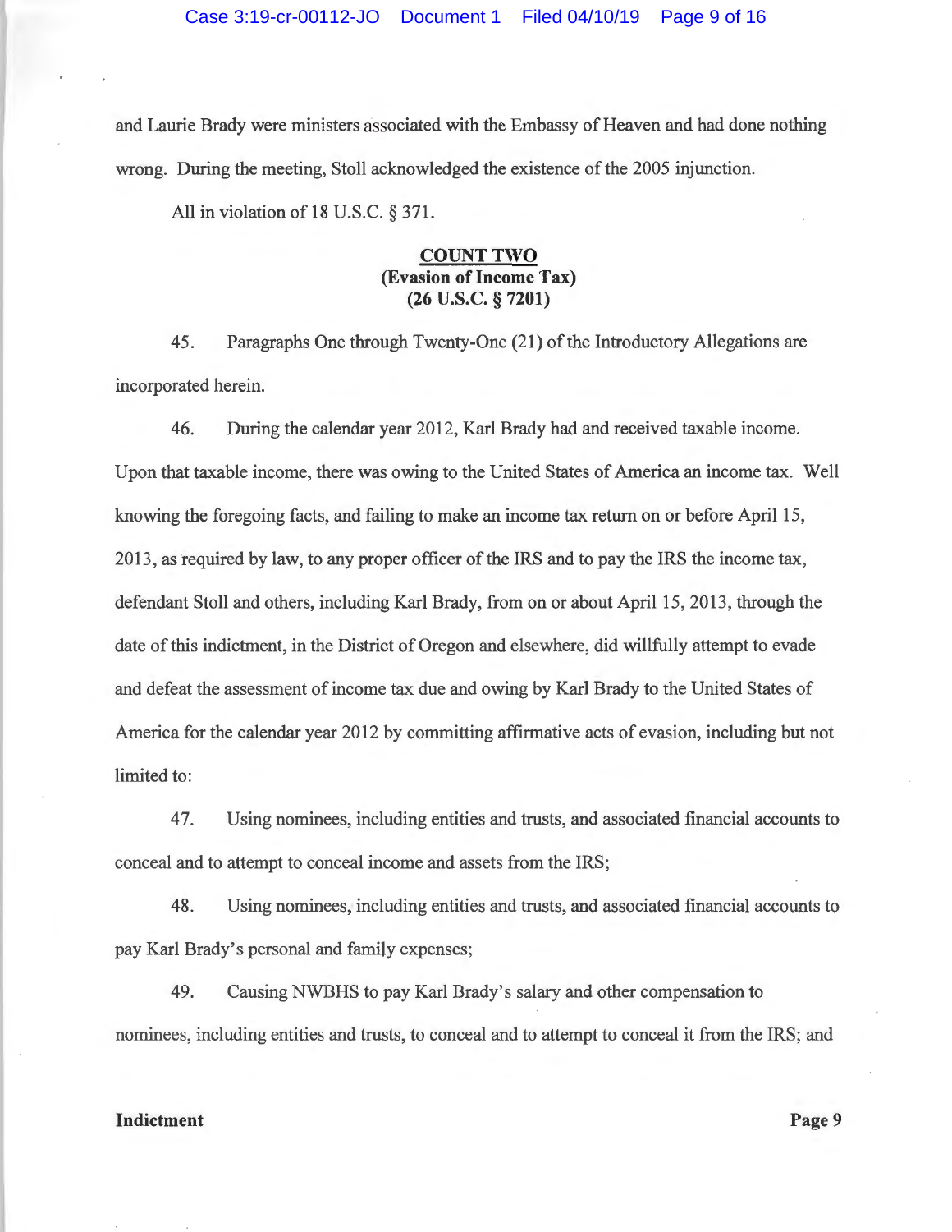and Laurie Brady were ministers associated with the Embassy of Heaven and had done nothing wrong. During the meeting, Stoll acknowledged the existence of the 2005 injunction.

All in violation of 18 U.S.C. § 371.

**COUNT TWO**
**(Evasion of Income Tax)**
**(26 U.S.C. § 7201)**

45. Paragraphs One through Twenty-One (21) of the Introductory Allegations are incorporated herein.

46. During the calendar year 2012, Karl Brady had and received taxable income. Upon that taxable income, there was owing to the United States of America an income tax. Well knowing the foregoing facts, and failing to make an income tax return on or before April 15, 2013, as required by law, to any proper officer of the IRS and to pay the IRS the income tax, defendant Stoll and others, including Karl Brady, from on or about April 15, 2013, through the date of this indictment, in the District of Oregon and elsewhere, did willfully attempt to evade and defeat the assessment of income tax due and owing by Karl Brady to the United States of America for the calendar year 2012 by committing affirmative acts of evasion, including but not limited to:

47. Using nominees, including entities and trusts, and associated financial accounts to conceal and to attempt to conceal income and assets from the IRS;

48. Using nominees, including entities and trusts, and associated financial accounts to pay Karl Brady's personal and family expenses;

49. Causing NWBHS to pay Karl Brady's salary and other compensation to nominees, including entities and trusts, to conceal and to attempt to conceal it from the IRS; and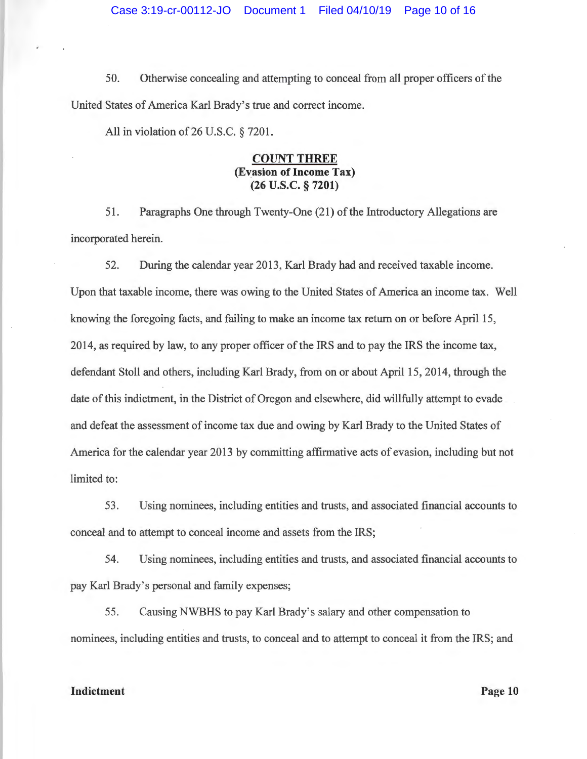50. Otherwise concealing and attempting to conceal from all proper officers of the United States of America Karl Brady's true and correct income.

All in violation of 26 U.S.C. § 7201.

**COUNT THREE**
**(Evasion of Income Tax)**
**(26 U.S.C. § 7201)**

51. Paragraphs One through Twenty-One (21) of the Introductory Allegations are incorporated herein.

52. During the calendar year 2013, Karl Brady had and received taxable income. Upon that taxable income, there was owing to the United States of America an income tax. Well knowing the foregoing facts, and failing to make an income tax return on or before April 15, 2014, as required by law, to any proper officer of the IRS and to pay the IRS the income tax, defendant Stoll and others, including Karl Brady, from on or about April 15, 2014, through the date of this indictment, in the District of Oregon and elsewhere, did willfully attempt to evade and defeat the assessment of income tax due and owing by Karl Brady to the United States of America for the calendar year 2013 by committing affirmative acts of evasion, including but not limited to:

53. Using nominees, including entities and trusts, and associated financial accounts to conceal and to attempt to conceal income and assets from the IRS;

54. Using nominees, including entities and trusts, and associated financial accounts to pay Karl Brady's personal and family expenses;

55. Causing NWBHS to pay Karl Brady's salary and other compensation to nominees, including entities and trusts, to conceal and to attempt to conceal it from the IRS; and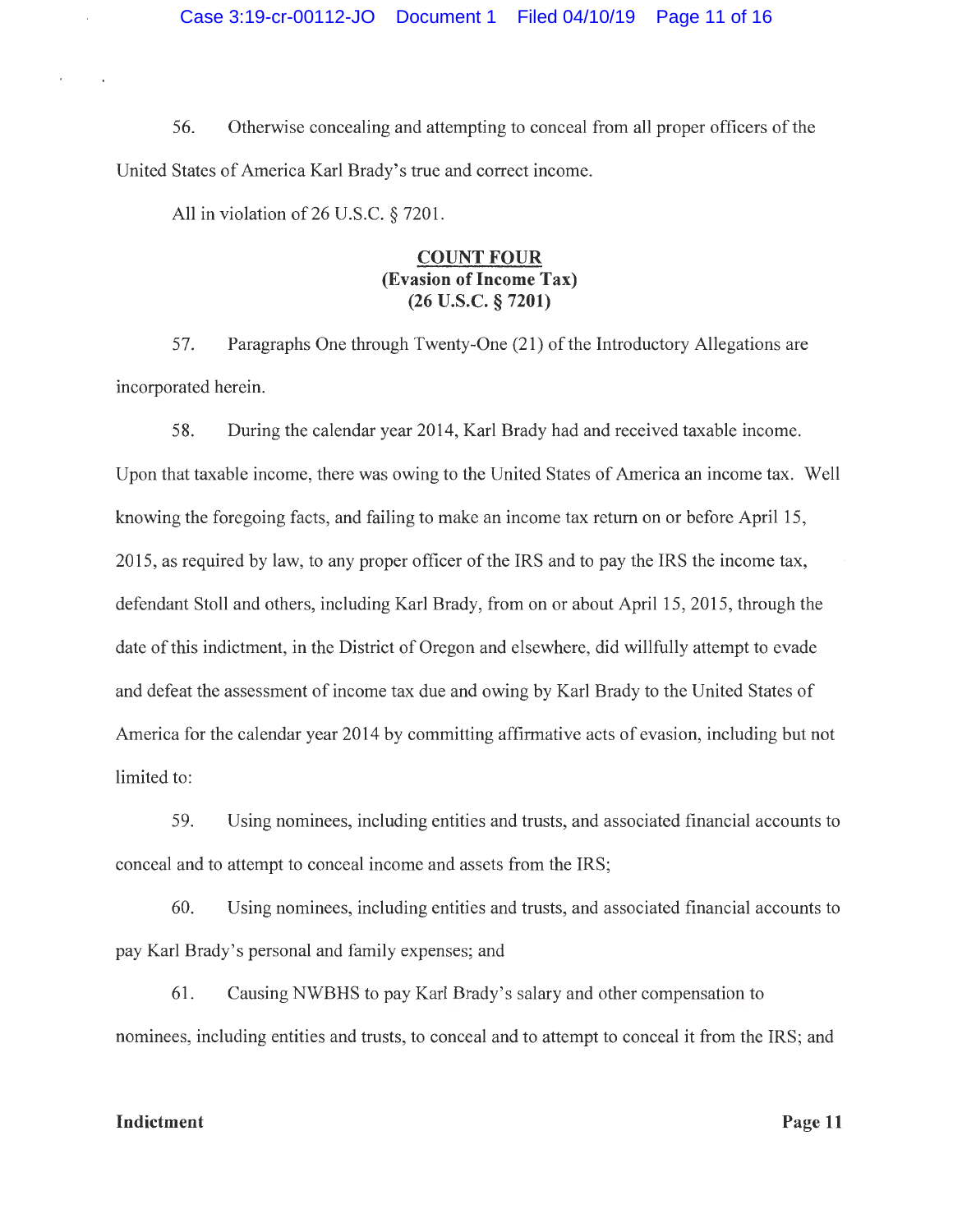56. Otherwise concealing and attempting to conceal from all proper officers of the United States of America Karl Brady's true and correct income.

All in violation of 26 U.S.C. § 7201.

**COUNT FOUR**
**(Evasion of Income Tax)**
**(26 U.S.C. § 7201)**

57. Paragraphs One through Twenty-One (21) of the Introductory Allegations are incorporated herein.

58. During the calendar year 2014, Karl Brady had and received taxable income. Upon that taxable income, there was owing to the United States of America an income tax. Well knowing the foregoing facts, and failing to make an income tax return on or before April 15, 2015, as required by law, to any proper officer of the IRS and to pay the IRS the income tax, defendant Stoll and others, including Karl Brady, from on or about April 15, 2015, through the date of this indictment, in the District of Oregon and elsewhere, did willfully attempt to evade and defeat the assessment of income tax due and owing by Karl Brady to the United States of America for the calendar year 2014 by committing affirmative acts of evasion, including but not limited to:

59. Using nominees, including entities and trusts, and associated financial accounts to conceal and to attempt to conceal income and assets from the IRS;

60. Using nominees, including entities and trusts, and associated financial accounts to pay Karl Brady's personal and family expenses; and

61. Causing NWBHS to pay Karl Brady's salary and other compensation to nominees, including entities and trusts, to conceal and to attempt to conceal it from the IRS; and

**Indictment**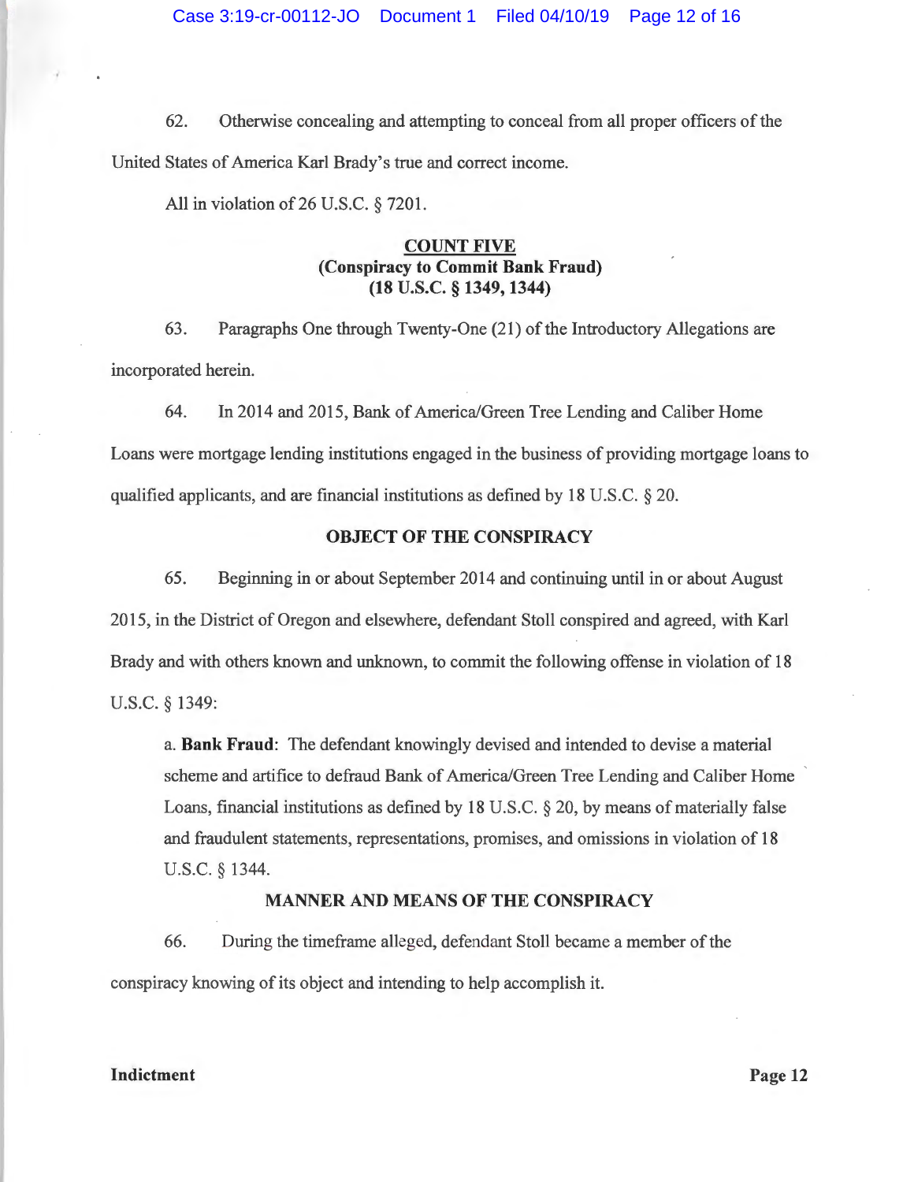62. Otherwise concealing and attempting to conceal from all proper officers of the United States of America Karl Brady's true and correct income.

All in violation of 26 U.S.C. § 7201.

**COUNT FIVE**
**(Conspiracy to Commit Bank Fraud)**
**(18 U.S.C. § 1349, 1344)**

63. Paragraphs One through Twenty-One (21) of the Introductory Allegations are incorporated herein.

64. In 2014 and 2015, Bank of America/Green Tree Lending and Caliber Home Loans were mortgage lending institutions engaged in the business of providing mortgage loans to qualified applicants, and are financial institutions as defined by 18 U.S.C. § 20.

**OBJECT OF THE CONSPIRACY**

65. Beginning in or about September 2014 and continuing until in or about August 2015, in the District of Oregon and elsewhere, defendant Stoll conspired and agreed, with Karl Brady and with others known and unknown, to commit the following offense in violation of 18 U.S.C. § 1349:

> a. **Bank Fraud**: The defendant knowingly devised and intended to devise a material scheme and artifice to defraud Bank of America/Green Tree Lending and Caliber Home Loans, financial institutions as defined by 18 U.S.C. § 20, by means of materially false and fraudulent statements, representations, promises, and omissions in violation of 18 U.S.C. § 1344.

**MANNER AND MEANS OF THE CONSPIRACY**

66. During the timeframe alleged, defendant Stoll became a member of the conspiracy knowing of its object and intending to help accomplish it.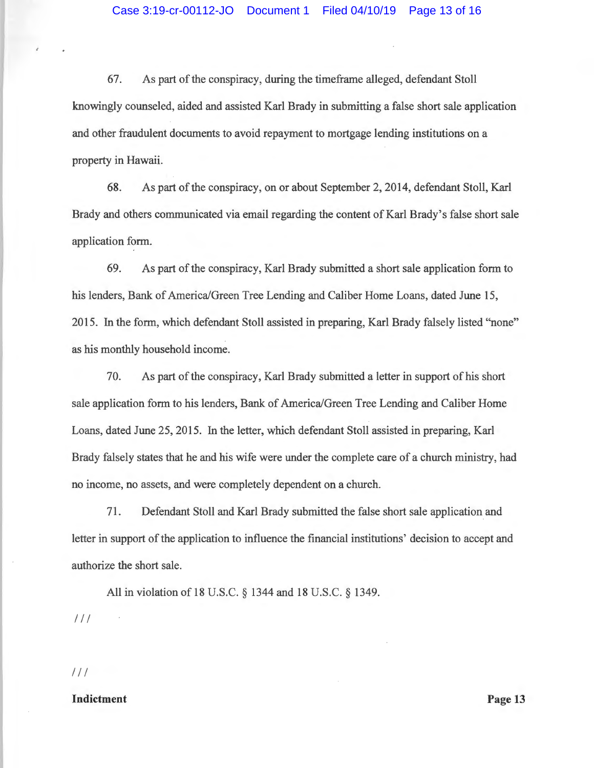67. As part of the conspiracy, during the timeframe alleged, defendant Stoll knowingly counseled, aided and assisted Karl Brady in submitting a false short sale application and other fraudulent documents to avoid repayment to mortgage lending institutions on a property in Hawaii.

68. As part of the conspiracy, on or about September 2, 2014, defendant Stoll, Karl Brady and others communicated via email regarding the content of Karl Brady's false short sale application form.

69. As part of the conspiracy, Karl Brady submitted a short sale application form to his lenders, Bank of America/Green Tree Lending and Caliber Home Loans, dated June 15, 2015. In the form, which defendant Stoll assisted in preparing, Karl Brady falsely listed "none" as his monthly household income.

70. As part of the conspiracy, Karl Brady submitted a letter in support of his short sale application form to his lenders, Bank of America/Green Tree Lending and Caliber Home Loans, dated June 25, 2015. In the letter, which defendant Stoll assisted in preparing, Karl Brady falsely states that he and his wife were under the complete care of a church ministry, had no income, no assets, and were completely dependent on a church.

71. Defendant Stoll and Karl Brady submitted the false short sale application and letter in support of the application to influence the financial institutions' decision to accept and authorize the short sale.

All in violation of 18 U.S.C. § 1344 and 18 U.S.C. § 1349.

///

///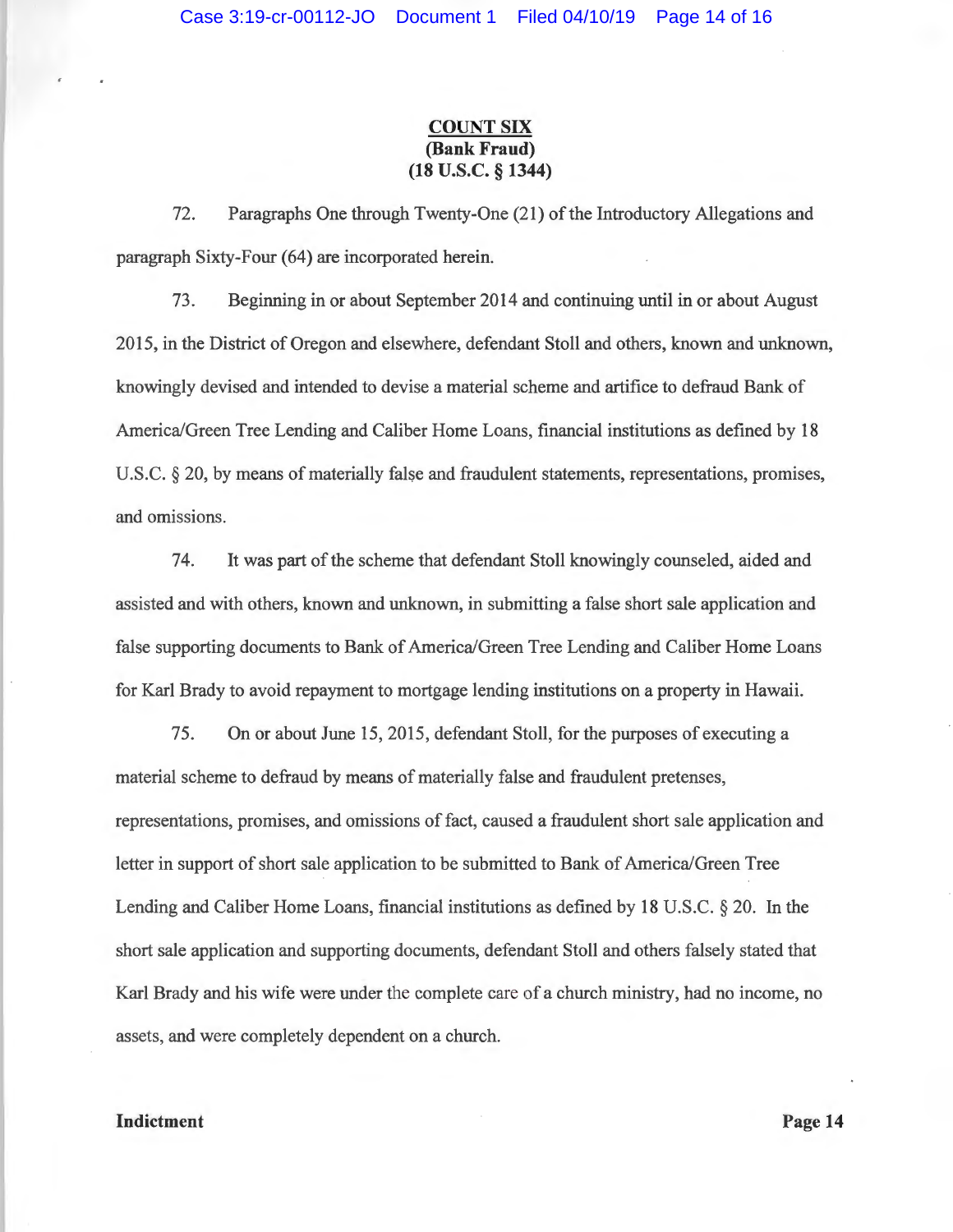**COUNT SIX**
**(Bank Fraud)**
**(18 U.S.C. § 1344)**

72. Paragraphs One through Twenty-One (21) of the Introductory Allegations and paragraph Sixty-Four (64) are incorporated herein.

73. Beginning in or about September 2014 and continuing until in or about August 2015, in the District of Oregon and elsewhere, defendant Stoll and others, known and unknown, knowingly devised and intended to devise a material scheme and artifice to defraud Bank of America/Green Tree Lending and Caliber Home Loans, financial institutions as defined by 18 U.S.C. § 20, by means of materially false and fraudulent statements, representations, promises, and omissions.

74. It was part of the scheme that defendant Stoll knowingly counseled, aided and assisted and with others, known and unknown, in submitting a false short sale application and false supporting documents to Bank of America/Green Tree Lending and Caliber Home Loans for Karl Brady to avoid repayment to mortgage lending institutions on a property in Hawaii.

75. On or about June 15, 2015, defendant Stoll, for the purposes of executing a material scheme to defraud by means of materially false and fraudulent pretenses, representations, promises, and omissions of fact, caused a fraudulent short sale application and letter in support of short sale application to be submitted to Bank of America/Green Tree Lending and Caliber Home Loans, financial institutions as defined by 18 U.S.C. § 20. In the short sale application and supporting documents, defendant Stoll and others falsely stated that Karl Brady and his wife were under the complete care of a church ministry, had no income, no assets, and were completely dependent on a church.

**Indictment**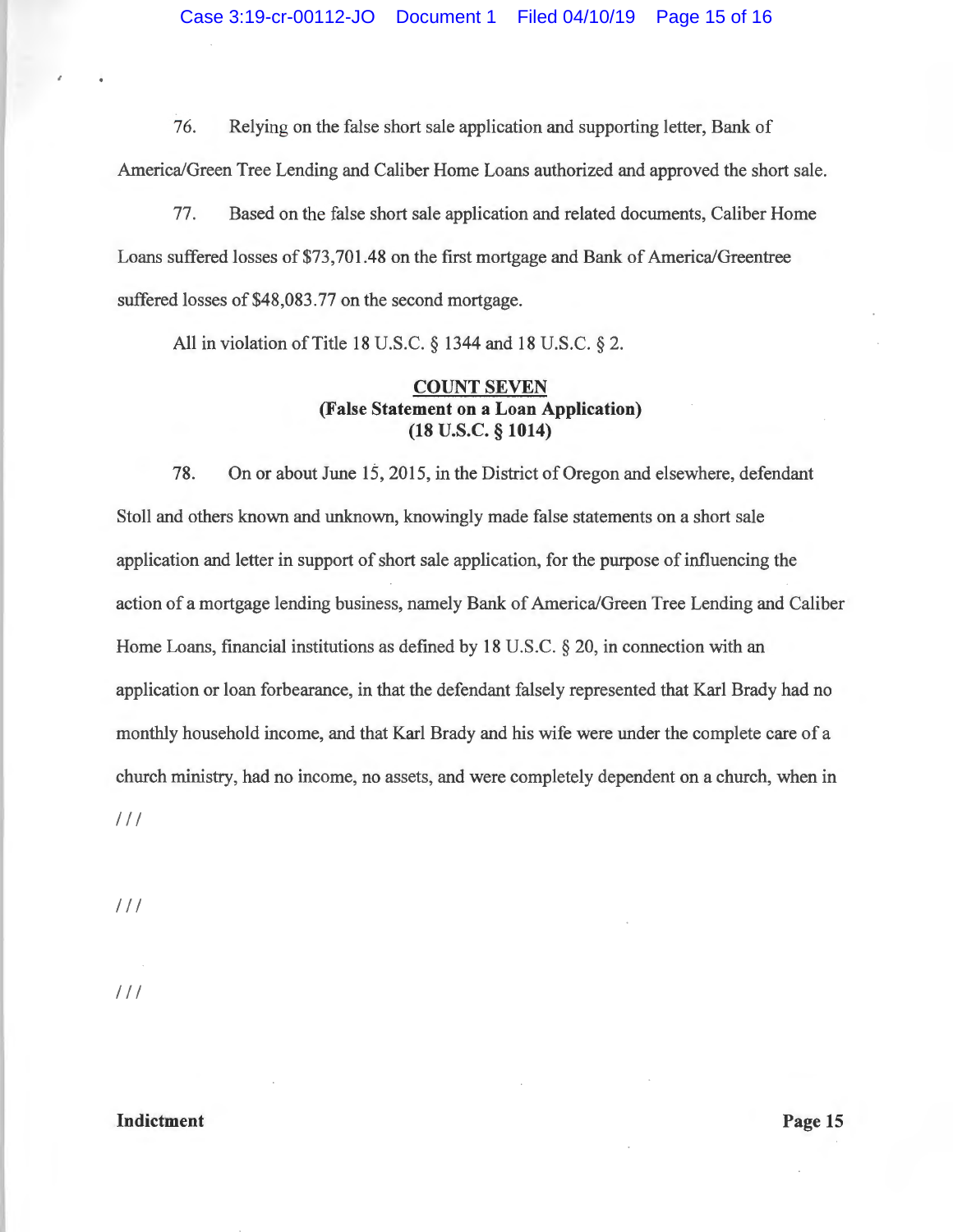76. Relying on the false short sale application and supporting letter, Bank of America/Green Tree Lending and Caliber Home Loans authorized and approved the short sale.

77. Based on the false short sale application and related documents, Caliber Home Loans suffered losses of $73,701.48 on the first mortgage and Bank of America/Greentree suffered losses of $48,083.77 on the second mortgage.

All in violation of Title 18 U.S.C. § 1344 and 18 U.S.C. § 2.

**COUNT SEVEN**
**(False Statement on a Loan Application)**
**(18 U.S.C. § 1014)**

78. On or about June 15, 2015, in the District of Oregon and elsewhere, defendant Stoll and others known and unknown, knowingly made false statements on a short sale application and letter in support of short sale application, for the purpose of influencing the action of a mortgage lending business, namely Bank of America/Green Tree Lending and Caliber Home Loans, financial institutions as defined by 18 U.S.C. § 20, in connection with an application or loan forbearance, in that the defendant falsely represented that Karl Brady had no monthly household income, and that Karl Brady and his wife were under the complete care of a church ministry, had no income, no assets, and were completely dependent on a church, when in

///

///

///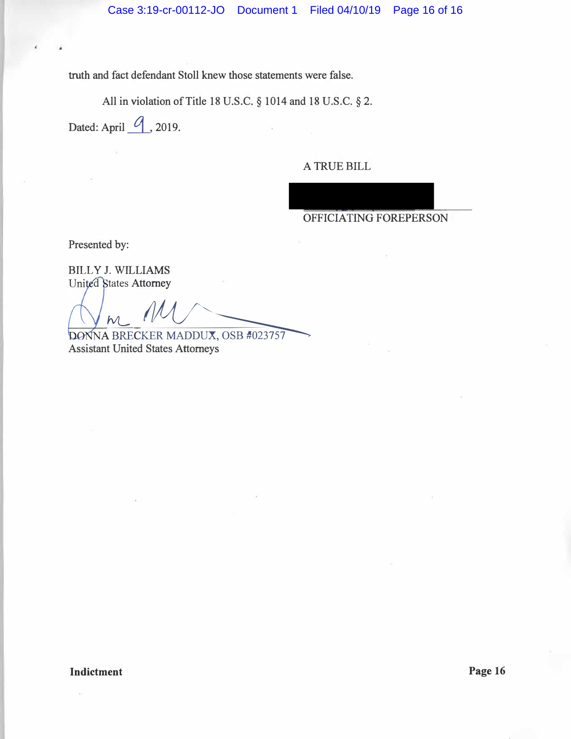truth and fact defendant Stoll knew those statements were false.

All in violation of Title 18 U.S.C. § 1014 and 18 U.S.C. § 2.

Dated: April 9, 2019.

A TRUE BILL

OFFICIATING FOREPERSON

Presented by:

BILLY J. WILLIAMS
United States Attorney

DONNA BRECKER MADDUX, OSB #023757
Assistant United States Attorneys

**Indictment**